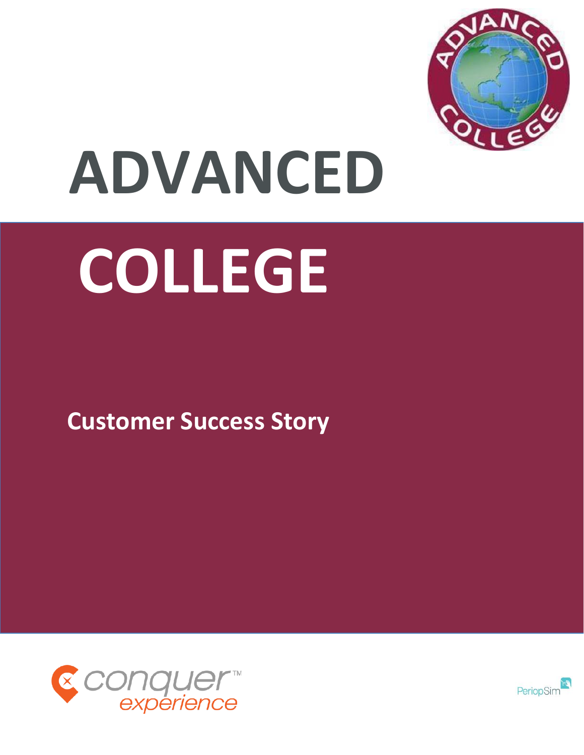# ADVANCED COLLEGE

## Customer Success Story

conquer™ experience

PeriopSim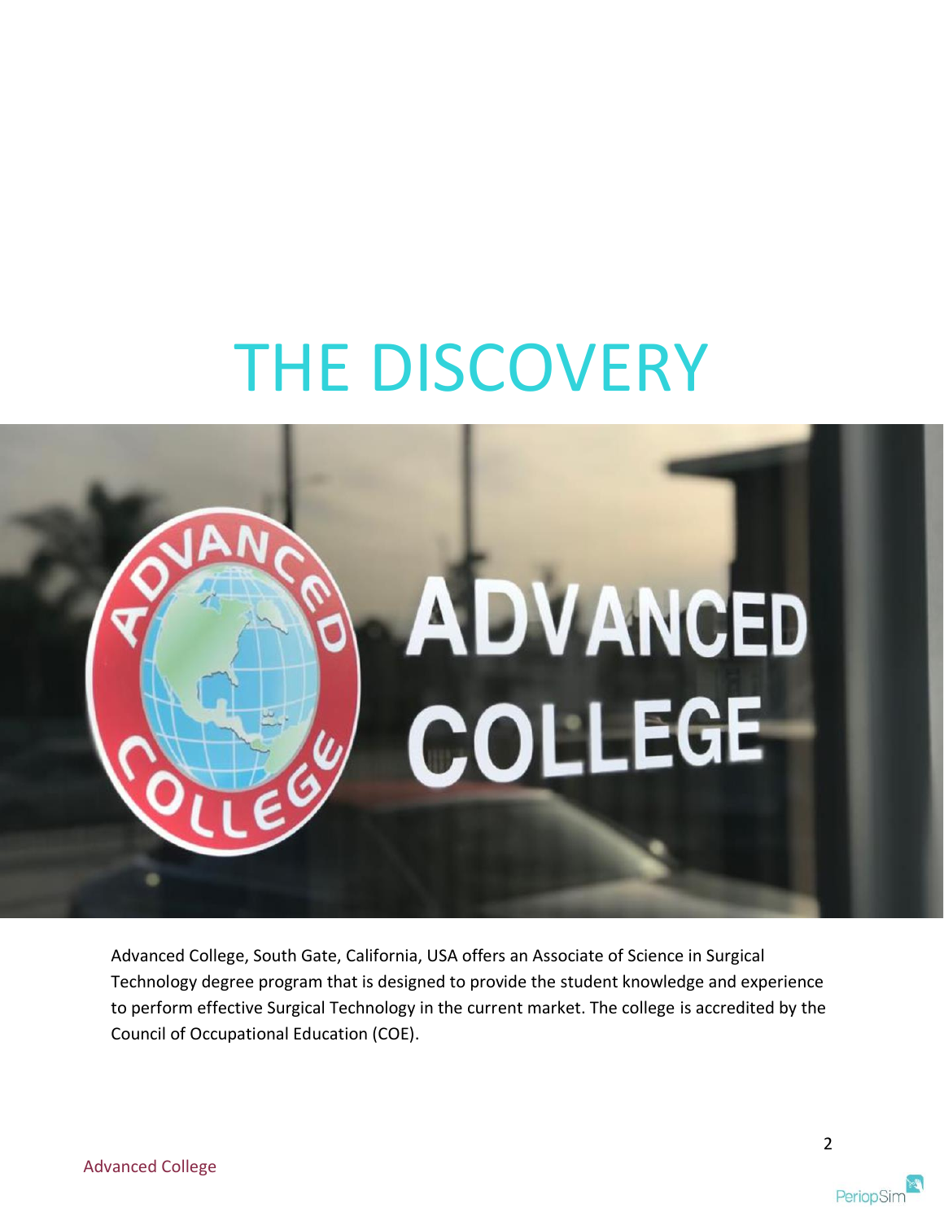# THE DISCOVERY

Advanced College, South Gate, California, USA offers an Associate of Science in Surgical Technology degree program that is designed to provide the student knowledge and experience to perform effective Surgical Technology in the current market. The college is accredited by the Council of Occupational Education (COE).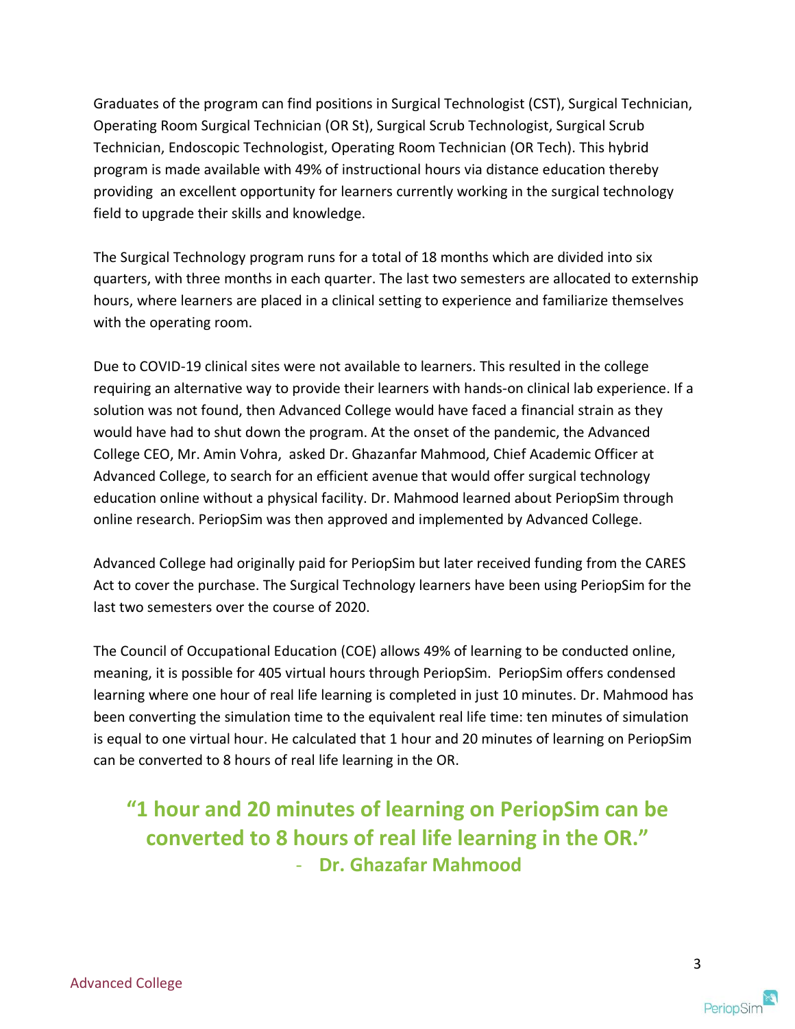Graduates of the program can find positions in Surgical Technologist (CST), Surgical Technician, Operating Room Surgical Technician (OR St), Surgical Scrub Technologist, Surgical Scrub Technician, Endoscopic Technologist, Operating Room Technician (OR Tech). This hybrid program is made available with 49% of instructional hours via distance education thereby providing an excellent opportunity for learners currently working in the surgical technology field to upgrade their skills and knowledge.

The Surgical Technology program runs for a total of 18 months which are divided into six quarters, with three months in each quarter. The last two semesters are allocated to externship hours, where learners are placed in a clinical setting to experience and familiarize themselves with the operating room.

Due to COVID-19 clinical sites were not available to learners. This resulted in the college requiring an alternative way to provide their learners with hands-on clinical lab experience. If a solution was not found, then Advanced College would have faced a financial strain as they would have had to shut down the program. At the onset of the pandemic, the Advanced College CEO, Mr. Amin Vohra, asked Dr. Ghazanfar Mahmood, Chief Academic Officer at Advanced College, to search for an efficient avenue that would offer surgical technology education online without a physical facility. Dr. Mahmood learned about PeriopSim through online research. PeriopSim was then approved and implemented by Advanced College.

Advanced College had originally paid for PeriopSim but later received funding from the CARES Act to cover the purchase. The Surgical Technology learners have been using PeriopSim for the last two semesters over the course of 2020.

The Council of Occupational Education (COE) allows 49% of learning to be conducted online, meaning, it is possible for 405 virtual hours through PeriopSim. PeriopSim offers condensed learning where one hour of real life learning is completed in just 10 minutes. Dr. Mahmood has been converting the simulation time to the equivalent real life time: ten minutes of simulation is equal to one virtual hour. He calculated that 1 hour and 20 minutes of learning on PeriopSim can be converted to 8 hours of real life learning in the OR.

> **"1 hour and 20 minutes of learning on PeriopSim can be converted to 8 hours of real life learning in the OR."**
> - **Dr. Ghazafar Mahmood**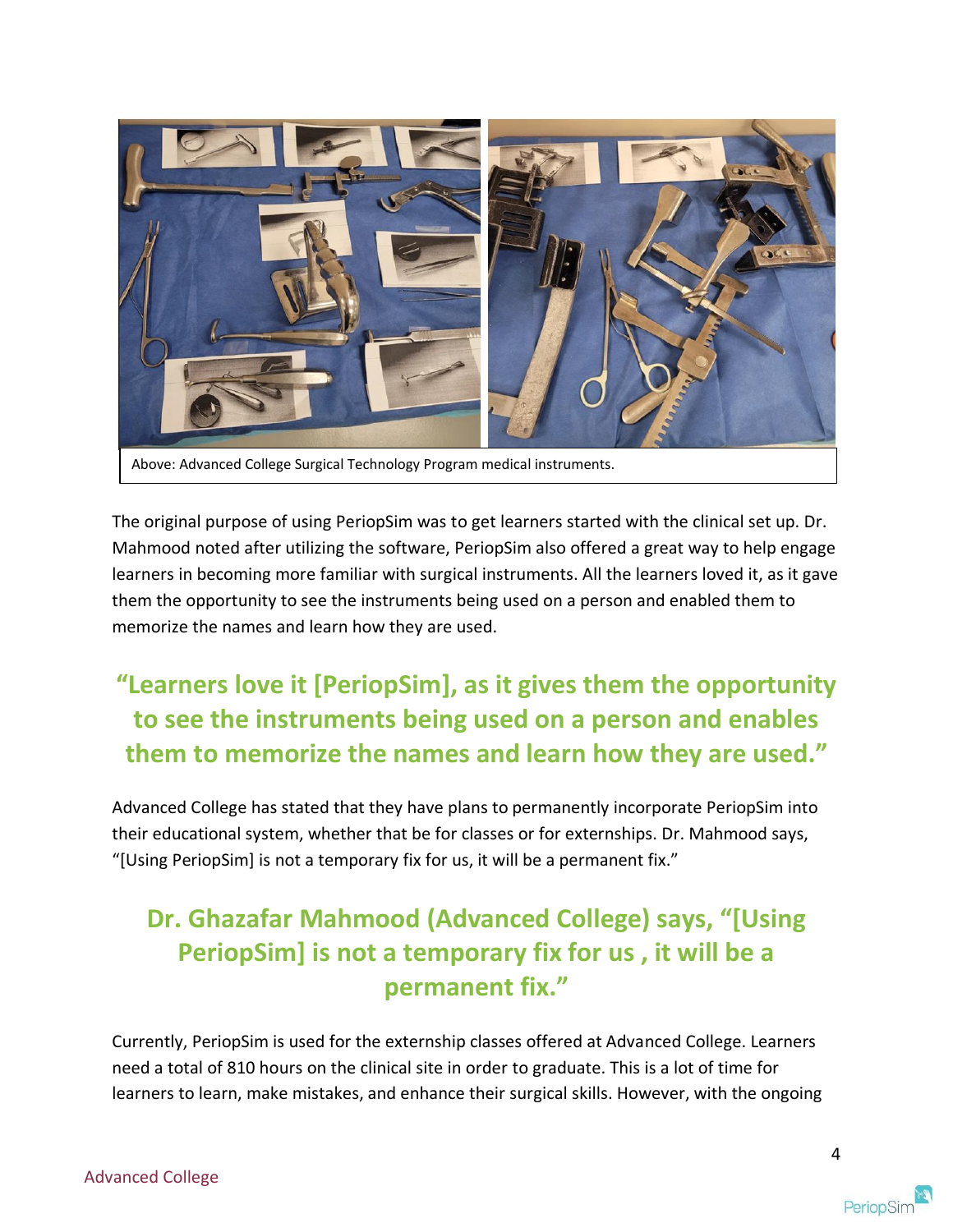Above: Advanced College Surgical Technology Program medical instruments.

The original purpose of using PeriopSim was to get learners started with the clinical set up. Dr. Mahmood noted after utilizing the software, PeriopSim also offered a great way to help engage learners in becoming more familiar with surgical instruments. All the learners loved it, as it gave them the opportunity to see the instruments being used on a person and enabled them to memorize the names and learn how they are used.

**"Learners love it [PeriopSim], as it gives them the opportunity to see the instruments being used on a person and enables them to memorize the names and learn how they are used."**

Advanced College has stated that they have plans to permanently incorporate PeriopSim into their educational system, whether that be for classes or for externships. Dr. Mahmood says, "[Using PeriopSim] is not a temporary fix for us, it will be a permanent fix."

**Dr. Ghazafar Mahmood (Advanced College) says, "[Using PeriopSim] is not a temporary fix for us , it will be a permanent fix."**

Currently, PeriopSim is used for the externship classes offered at Advanced College. Learners need a total of 810 hours on the clinical site in order to graduate. This is a lot of time for learners to learn, make mistakes, and enhance their surgical skills. However, with the ongoing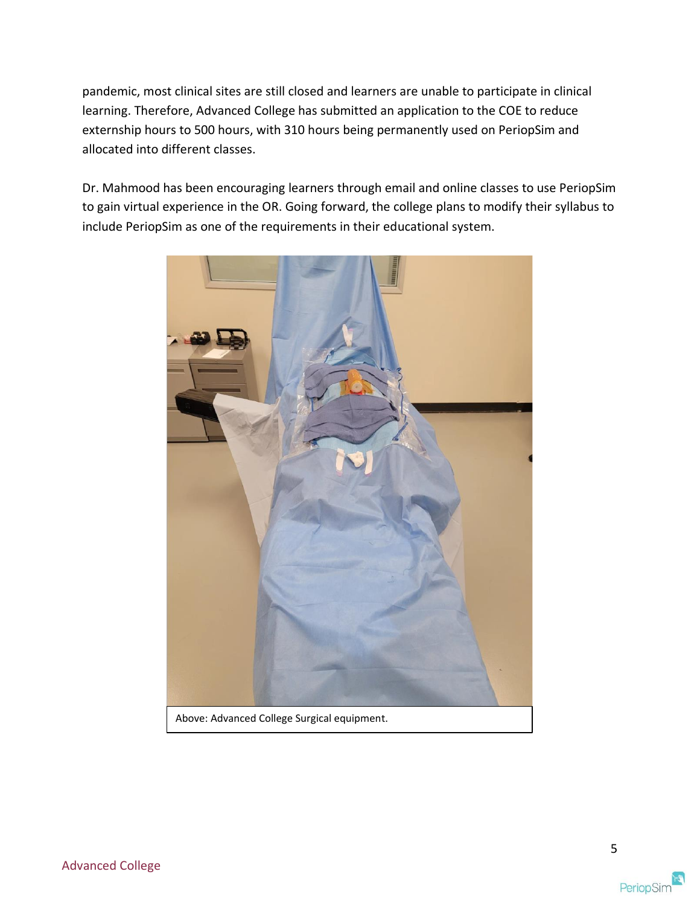pandemic, most clinical sites are still closed and learners are unable to participate in clinical learning. Therefore, Advanced College has submitted an application to the COE to reduce externship hours to 500 hours, with 310 hours being permanently used on PeriopSim and allocated into different classes.

Dr. Mahmood has been encouraging learners through email and online classes to use PeriopSim to gain virtual experience in the OR. Going forward, the college plans to modify their syllabus to include PeriopSim as one of the requirements in their educational system.

Above: Advanced College Surgical equipment.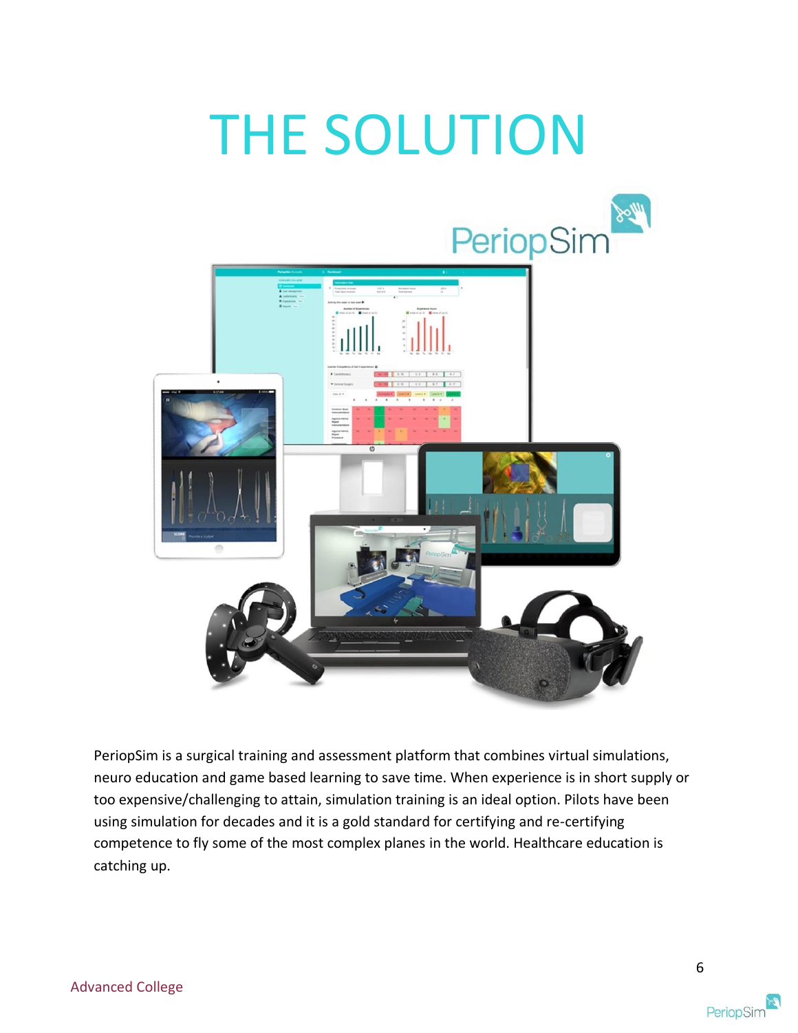# THE SOLUTION

PeriopSim is a surgical training and assessment platform that combines virtual simulations, neuro education and game based learning to save time. When experience is in short supply or too expensive/challenging to attain, simulation training is an ideal option. Pilots have been using simulation for decades and it is a gold standard for certifying and re-certifying competence to fly some of the most complex planes in the world. Healthcare education is catching up.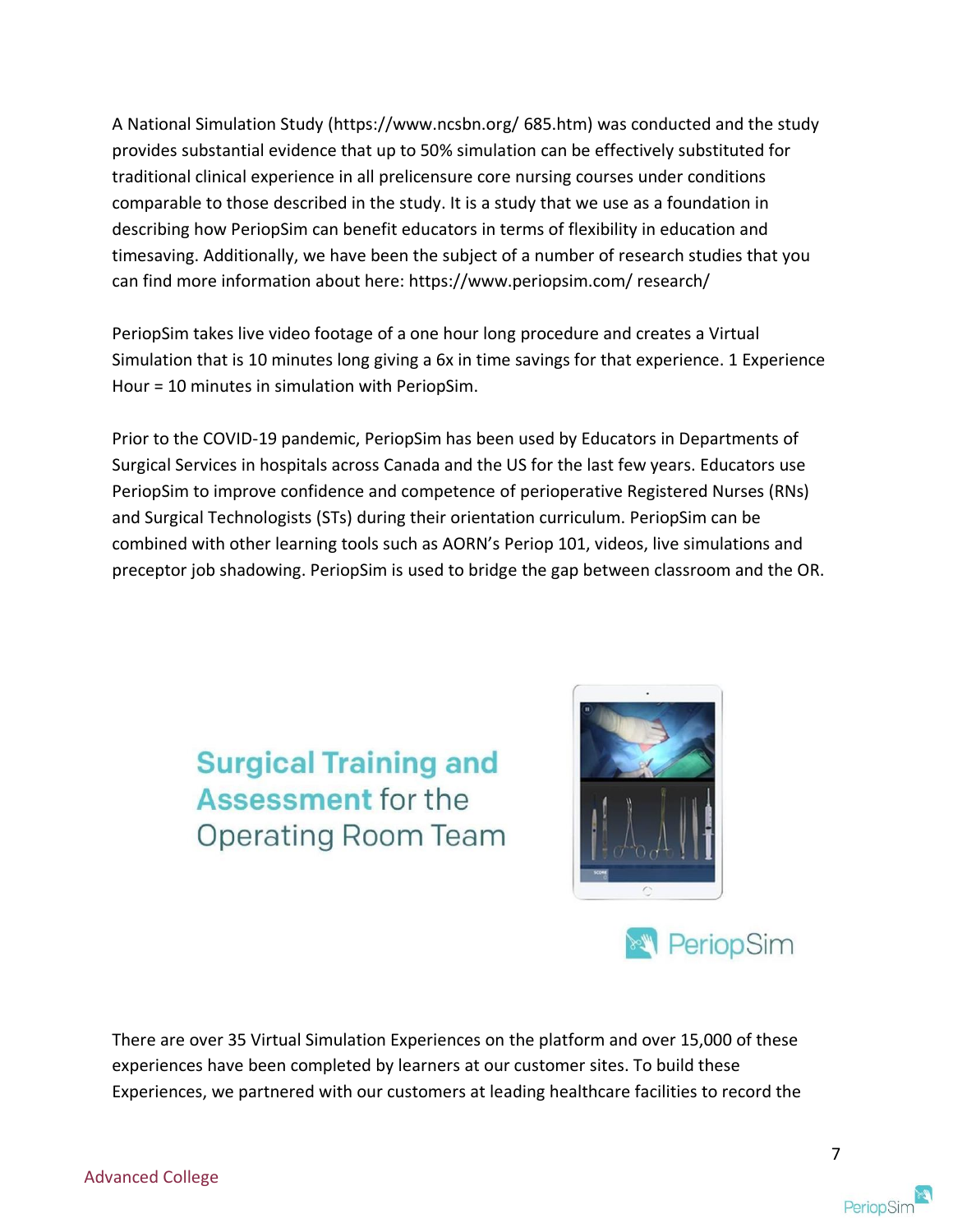A National Simulation Study (https://www.ncsbn.org/ 685.htm) was conducted and the study provides substantial evidence that up to 50% simulation can be effectively substituted for traditional clinical experience in all prelicensure core nursing courses under conditions comparable to those described in the study. It is a study that we use as a foundation in describing how PeriopSim can benefit educators in terms of flexibility in education and timesaving. Additionally, we have been the subject of a number of research studies that you can find more information about here: https://www.periopsim.com/ research/

PeriopSim takes live video footage of a one hour long procedure and creates a Virtual Simulation that is 10 minutes long giving a 6x in time savings for that experience. 1 Experience Hour = 10 minutes in simulation with PeriopSim.

Prior to the COVID-19 pandemic, PeriopSim has been used by Educators in Departments of Surgical Services in hospitals across Canada and the US for the last few years. Educators use PeriopSim to improve confidence and competence of perioperative Registered Nurses (RNs) and Surgical Technologists (STs) during their orientation curriculum. PeriopSim can be combined with other learning tools such as AORN's Periop 101, videos, live simulations and preceptor job shadowing. PeriopSim is used to bridge the gap between classroom and the OR.

**Surgical Training and Assessment** for the Operating Room Team

PeriopSim

There are over 35 Virtual Simulation Experiences on the platform and over 15,000 of these experiences have been completed by learners at our customer sites. To build these Experiences, we partnered with our customers at leading healthcare facilities to record the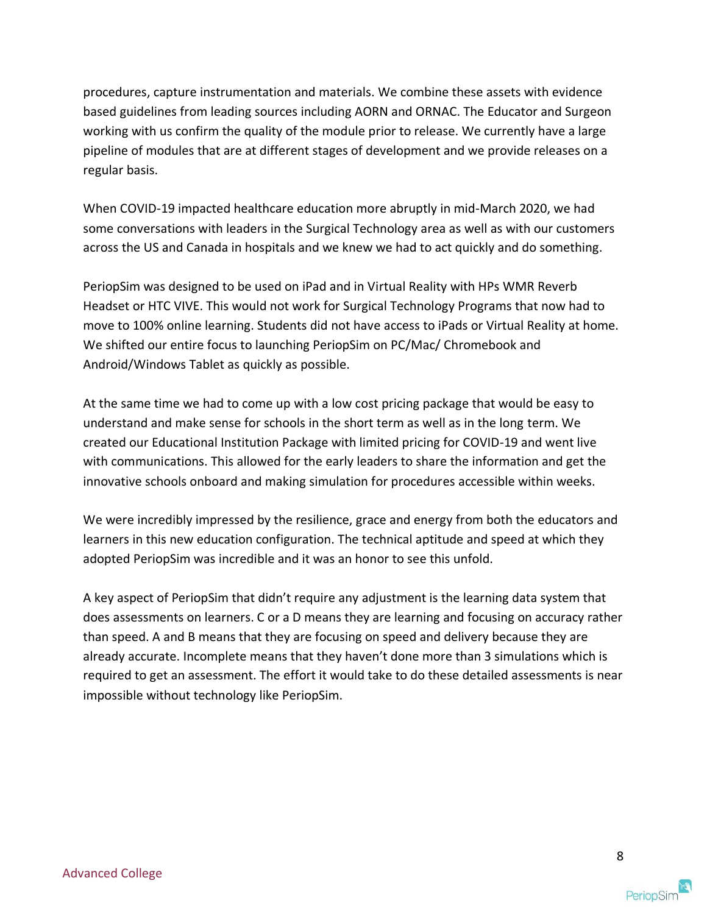procedures, capture instrumentation and materials. We combine these assets with evidence based guidelines from leading sources including AORN and ORNAC. The Educator and Surgeon working with us confirm the quality of the module prior to release. We currently have a large pipeline of modules that are at different stages of development and we provide releases on a regular basis.

When COVID-19 impacted healthcare education more abruptly in mid-March 2020, we had some conversations with leaders in the Surgical Technology area as well as with our customers across the US and Canada in hospitals and we knew we had to act quickly and do something.

PeriopSim was designed to be used on iPad and in Virtual Reality with HPs WMR Reverb Headset or HTC VIVE. This would not work for Surgical Technology Programs that now had to move to 100% online learning. Students did not have access to iPads or Virtual Reality at home. We shifted our entire focus to launching PeriopSim on PC/Mac/ Chromebook and Android/Windows Tablet as quickly as possible.

At the same time we had to come up with a low cost pricing package that would be easy to understand and make sense for schools in the short term as well as in the long term. We created our Educational Institution Package with limited pricing for COVID-19 and went live with communications. This allowed for the early leaders to share the information and get the innovative schools onboard and making simulation for procedures accessible within weeks.

We were incredibly impressed by the resilience, grace and energy from both the educators and learners in this new education configuration. The technical aptitude and speed at which they adopted PeriopSim was incredible and it was an honor to see this unfold.

A key aspect of PeriopSim that didn't require any adjustment is the learning data system that does assessments on learners. C or a D means they are learning and focusing on accuracy rather than speed. A and B means that they are focusing on speed and delivery because they are already accurate. Incomplete means that they haven't done more than 3 simulations which is required to get an assessment. The effort it would take to do these detailed assessments is near impossible without technology like PeriopSim.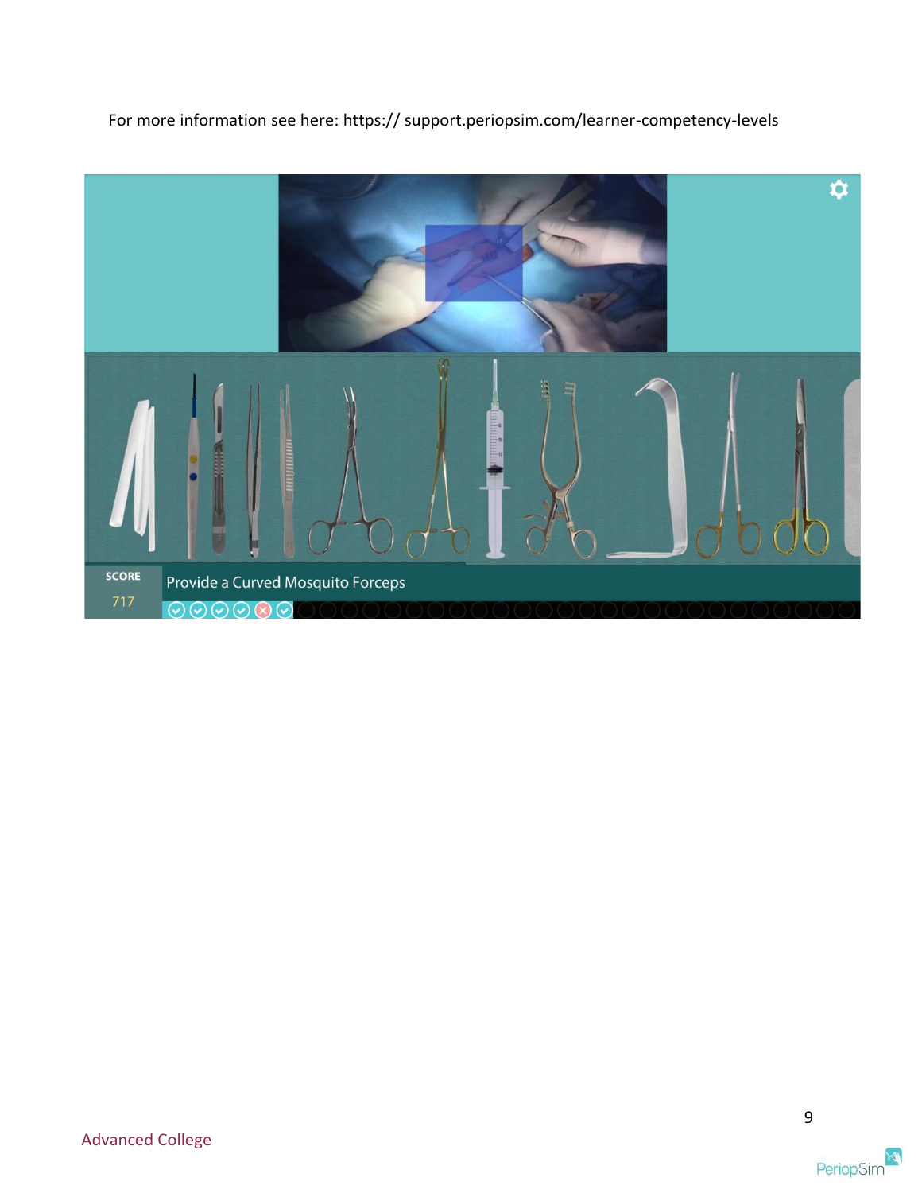For more information see here: https:// support.periopsim.com/learner-competency-levels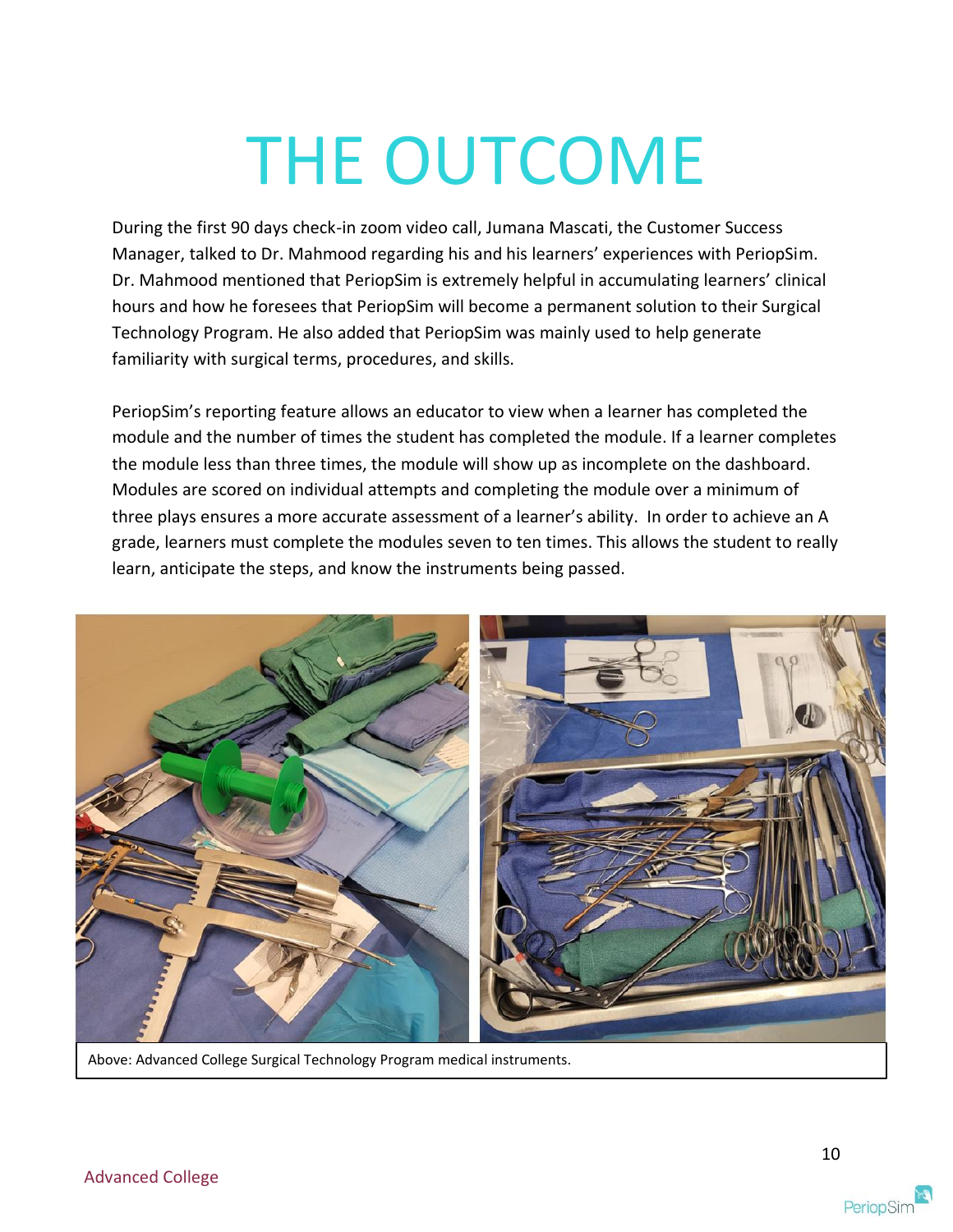# THE OUTCOME

During the first 90 days check-in zoom video call, Jumana Mascati, the Customer Success Manager, talked to Dr. Mahmood regarding his and his learners' experiences with PeriopSim. Dr. Mahmood mentioned that PeriopSim is extremely helpful in accumulating learners' clinical hours and how he foresees that PeriopSim will become a permanent solution to their Surgical Technology Program. He also added that PeriopSim was mainly used to help generate familiarity with surgical terms, procedures, and skills.

PeriopSim's reporting feature allows an educator to view when a learner has completed the module and the number of times the student has completed the module. If a learner completes the module less than three times, the module will show up as incomplete on the dashboard. Modules are scored on individual attempts and completing the module over a minimum of three plays ensures a more accurate assessment of a learner's ability. In order to achieve an A grade, learners must complete the modules seven to ten times. This allows the student to really learn, anticipate the steps, and know the instruments being passed.

Above: Advanced College Surgical Technology Program medical instruments.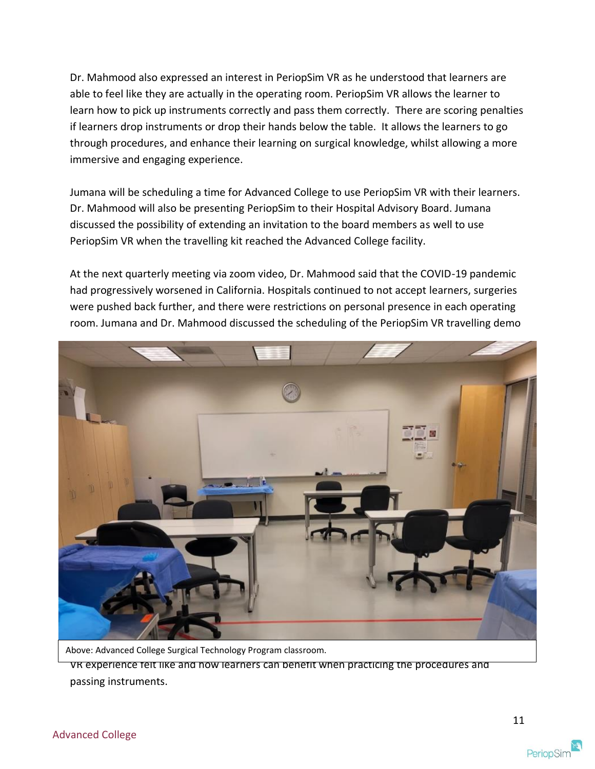Dr. Mahmood also expressed an interest in PeriopSim VR as he understood that learners are able to feel like they are actually in the operating room. PeriopSim VR allows the learner to learn how to pick up instruments correctly and pass them correctly. There are scoring penalties if learners drop instruments or drop their hands below the table. It allows the learners to go through procedures, and enhance their learning on surgical knowledge, whilst allowing a more immersive and engaging experience.

Jumana will be scheduling a time for Advanced College to use PeriopSim VR with their learners. Dr. Mahmood will also be presenting PeriopSim to their Hospital Advisory Board. Jumana discussed the possibility of extending an invitation to the board members as well to use PeriopSim VR when the travelling kit reached the Advanced College facility.

At the next quarterly meeting via zoom video, Dr. Mahmood said that the COVID-19 pandemic had progressively worsened in California. Hospitals continued to not accept learners, surgeries were pushed back further, and there were restrictions on personal presence in each operating room. Jumana and Dr. Mahmood discussed the scheduling of the PeriopSim VR travelling demo

Above: Advanced College Surgical Technology Program classroom.

VR experience felt like and how learners can benefit when practicing the procedures and passing instruments.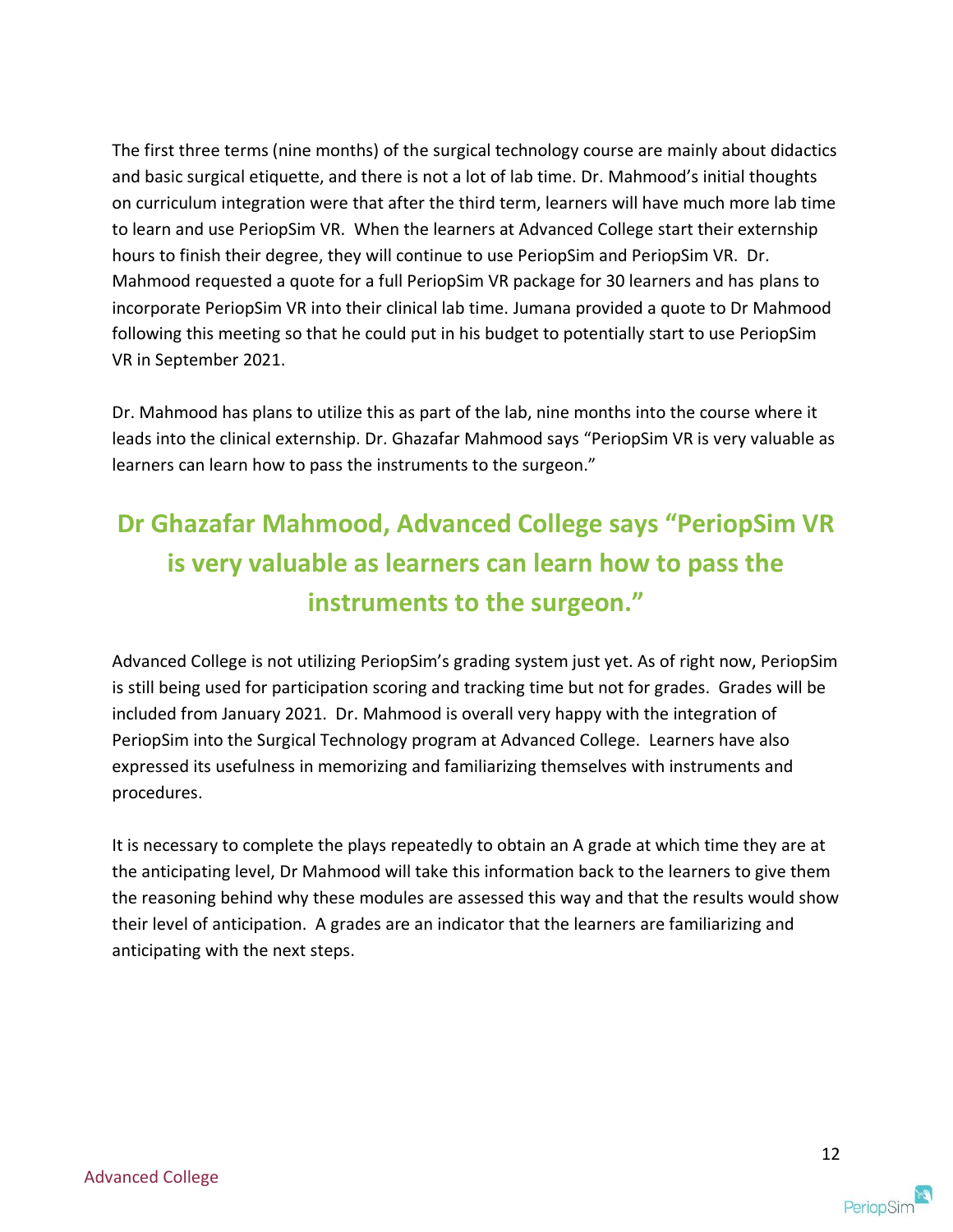The first three terms (nine months) of the surgical technology course are mainly about didactics and basic surgical etiquette, and there is not a lot of lab time. Dr. Mahmood's initial thoughts on curriculum integration were that after the third term, learners will have much more lab time to learn and use PeriopSim VR. When the learners at Advanced College start their externship hours to finish their degree, they will continue to use PeriopSim and PeriopSim VR. Dr. Mahmood requested a quote for a full PeriopSim VR package for 30 learners and has plans to incorporate PeriopSim VR into their clinical lab time. Jumana provided a quote to Dr Mahmood following this meeting so that he could put in his budget to potentially start to use PeriopSim VR in September 2021.

Dr. Mahmood has plans to utilize this as part of the lab, nine months into the course where it leads into the clinical externship. Dr. Ghazafar Mahmood says "PeriopSim VR is very valuable as learners can learn how to pass the instruments to the surgeon."

## Dr Ghazafar Mahmood, Advanced College says "PeriopSim VR is very valuable as learners can learn how to pass the instruments to the surgeon."

Advanced College is not utilizing PeriopSim's grading system just yet. As of right now, PeriopSim is still being used for participation scoring and tracking time but not for grades. Grades will be included from January 2021. Dr. Mahmood is overall very happy with the integration of PeriopSim into the Surgical Technology program at Advanced College. Learners have also expressed its usefulness in memorizing and familiarizing themselves with instruments and procedures.

It is necessary to complete the plays repeatedly to obtain an A grade at which time they are at the anticipating level, Dr Mahmood will take this information back to the learners to give them the reasoning behind why these modules are assessed this way and that the results would show their level of anticipation. A grades are an indicator that the learners are familiarizing and anticipating with the next steps.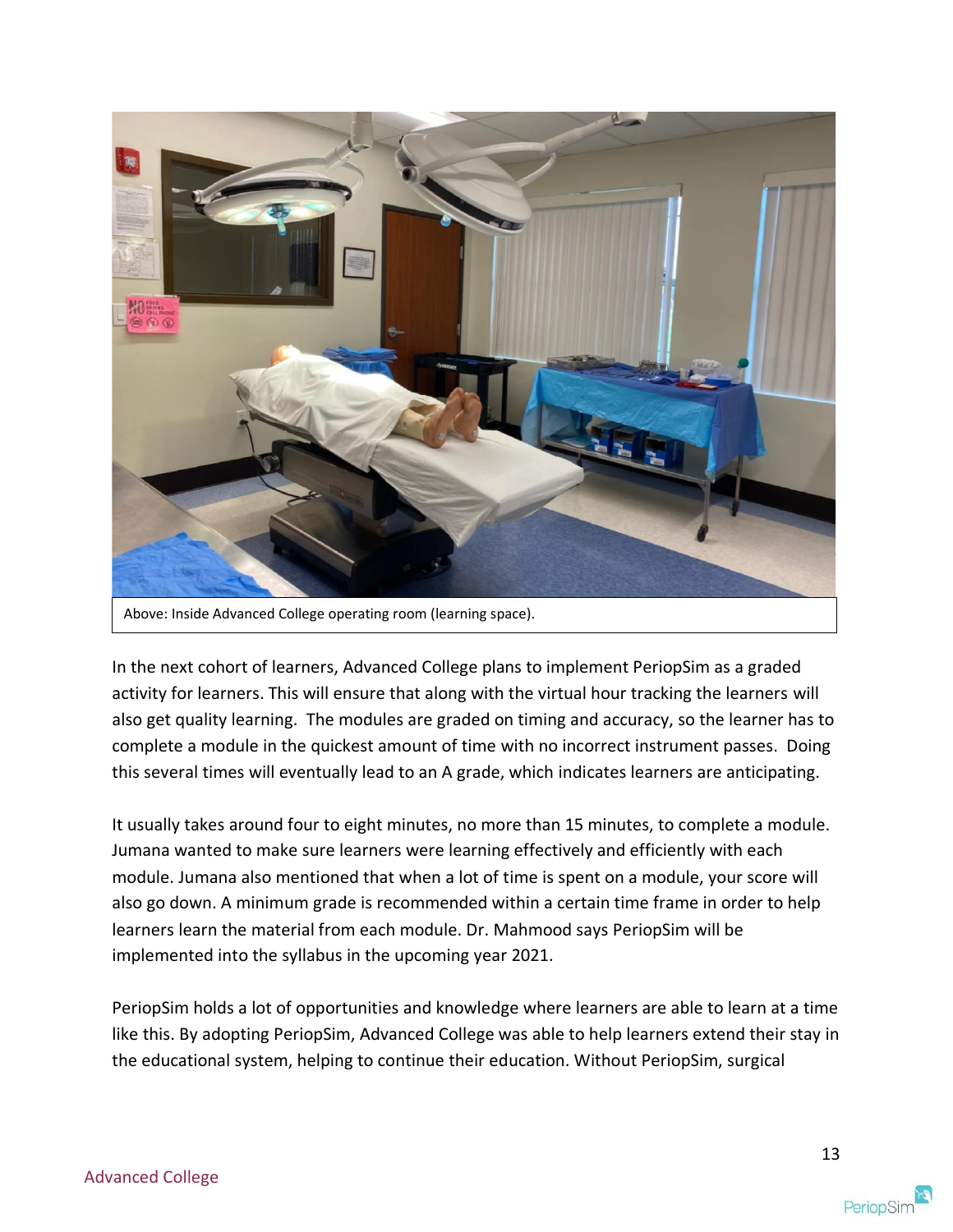Above: Inside Advanced College operating room (learning space).

In the next cohort of learners, Advanced College plans to implement PeriopSim as a graded activity for learners. This will ensure that along with the virtual hour tracking the learners will also get quality learning. The modules are graded on timing and accuracy, so the learner has to complete a module in the quickest amount of time with no incorrect instrument passes. Doing this several times will eventually lead to an A grade, which indicates learners are anticipating.

It usually takes around four to eight minutes, no more than 15 minutes, to complete a module. Jumana wanted to make sure learners were learning effectively and efficiently with each module. Jumana also mentioned that when a lot of time is spent on a module, your score will also go down. A minimum grade is recommended within a certain time frame in order to help learners learn the material from each module. Dr. Mahmood says PeriopSim will be implemented into the syllabus in the upcoming year 2021.

PeriopSim holds a lot of opportunities and knowledge where learners are able to learn at a time like this. By adopting PeriopSim, Advanced College was able to help learners extend their stay in the educational system, helping to continue their education. Without PeriopSim, surgical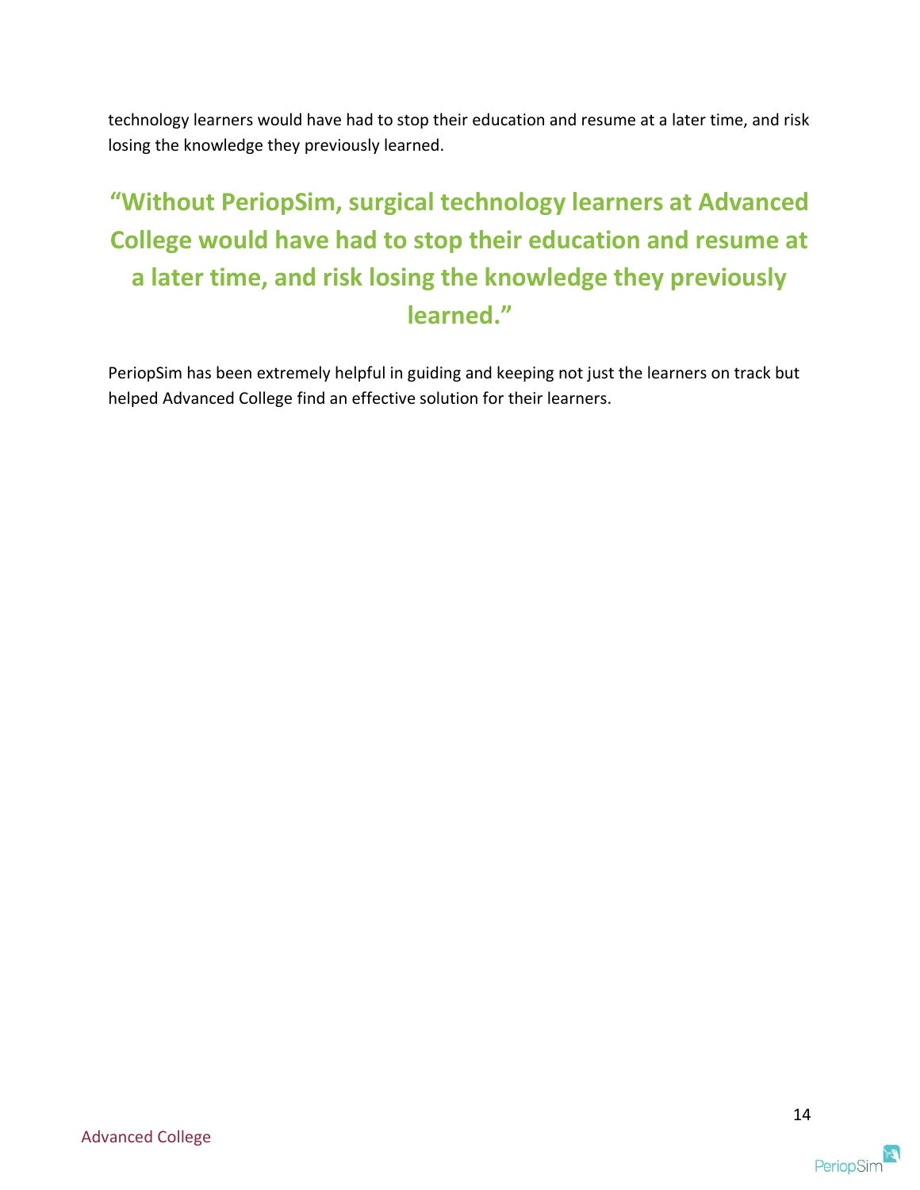technology learners would have had to stop their education and resume at a later time, and risk losing the knowledge they previously learned.

**"Without PeriopSim, surgical technology learners at Advanced College would have had to stop their education and resume at a later time, and risk losing the knowledge they previously learned."**

PeriopSim has been extremely helpful in guiding and keeping not just the learners on track but helped Advanced College find an effective solution for their learners.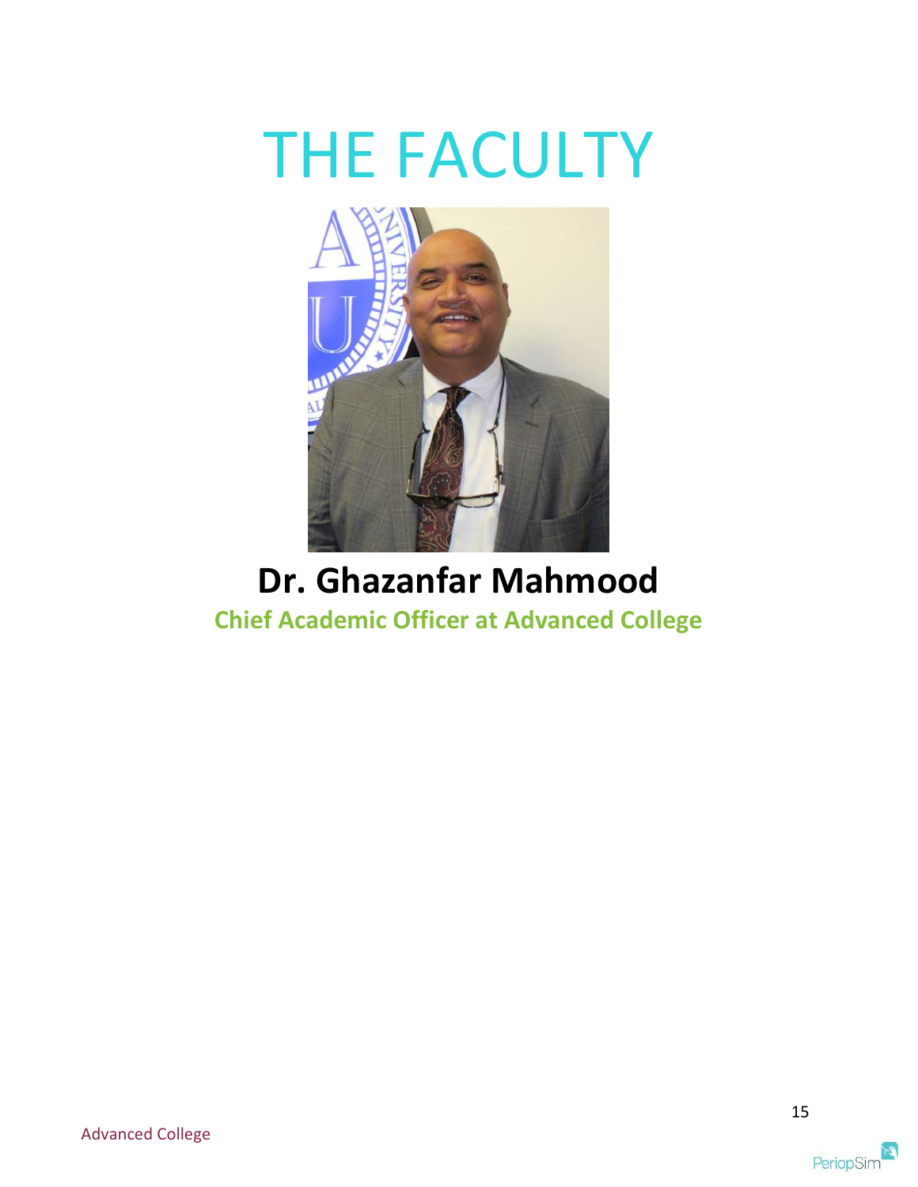# THE FACULTY

**Dr. Ghazanfar Mahmood**

**Chief Academic Officer at Advanced College**